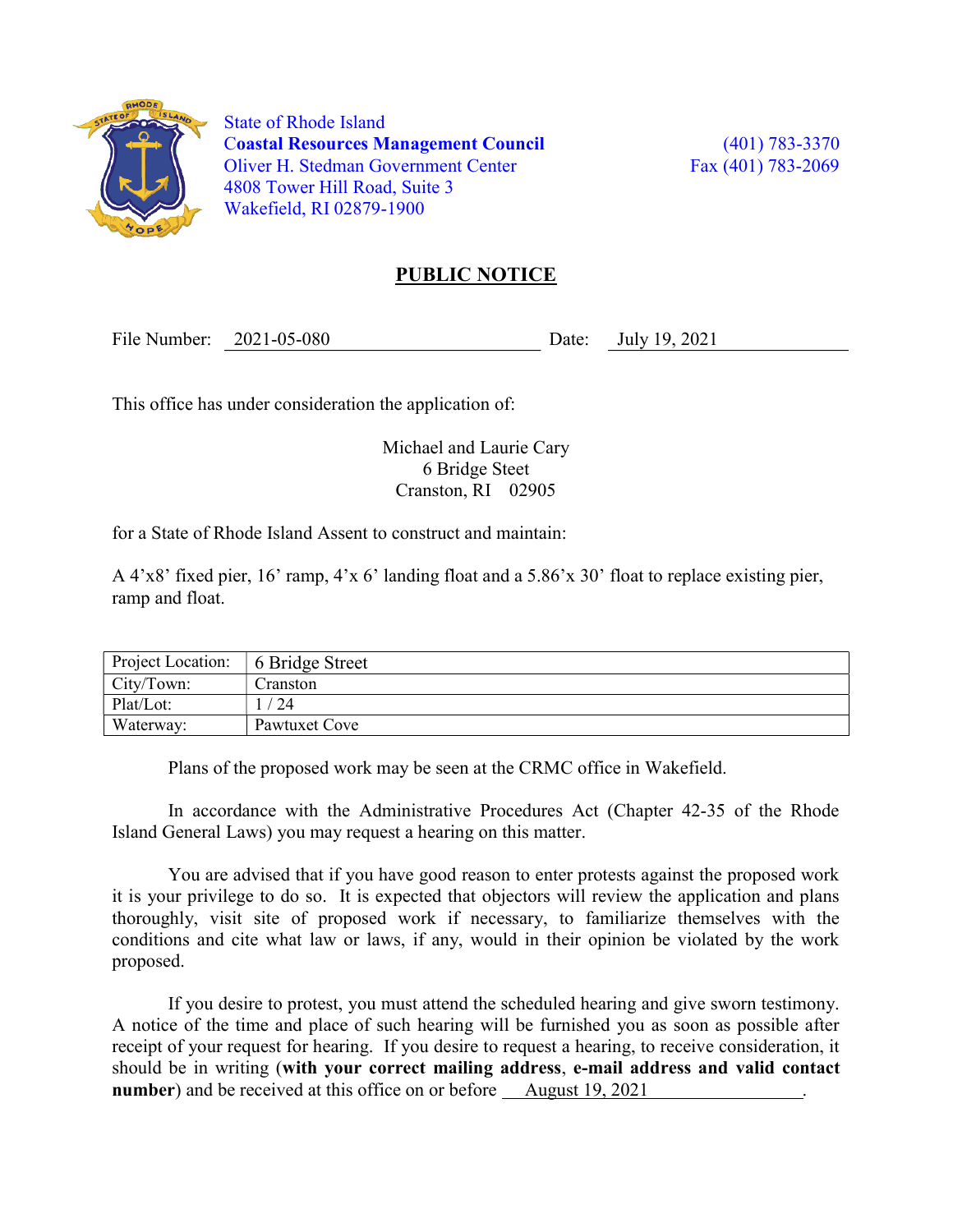State of Rhode Island
**Coastal Resources Management Council**
Oliver H. Stedman Government Center
4808 Tower Hill Road, Suite 3
Wakefield, RI 02879-1900

(401) 783-3370
Fax (401) 783-2069

# PUBLIC NOTICE

File Number: 2021-05-080 Date: July 19, 2021

This office has under consideration the application of:

Michael and Laurie Cary
6 Bridge Steet
Cranston, RI 02905

for a State of Rhode Island Assent to construct and maintain:

A 4'x8' fixed pier, 16' ramp, 4'x 6' landing float and a 5.86'x 30' float to replace existing pier, ramp and float.

| Project Location: | 6 Bridge Street |
|---|---|
| City/Town: | Cranston |
| Plat/Lot: | 1 / 24 |
| Waterway: | Pawtuxet Cove |

Plans of the proposed work may be seen at the CRMC office in Wakefield.

In accordance with the Administrative Procedures Act (Chapter 42-35 of the Rhode Island General Laws) you may request a hearing on this matter.

You are advised that if you have good reason to enter protests against the proposed work it is your privilege to do so. It is expected that objectors will review the application and plans thoroughly, visit site of proposed work if necessary, to familiarize themselves with the conditions and cite what law or laws, if any, would in their opinion be violated by the work proposed.

If you desire to protest, you must attend the scheduled hearing and give sworn testimony. A notice of the time and place of such hearing will be furnished you as soon as possible after receipt of your request for hearing. If you desire to request a hearing, to receive consideration, it should be in writing (**with your correct mailing address**, **e-mail address and valid contact number**) and be received at this office on or before August 19, 2021.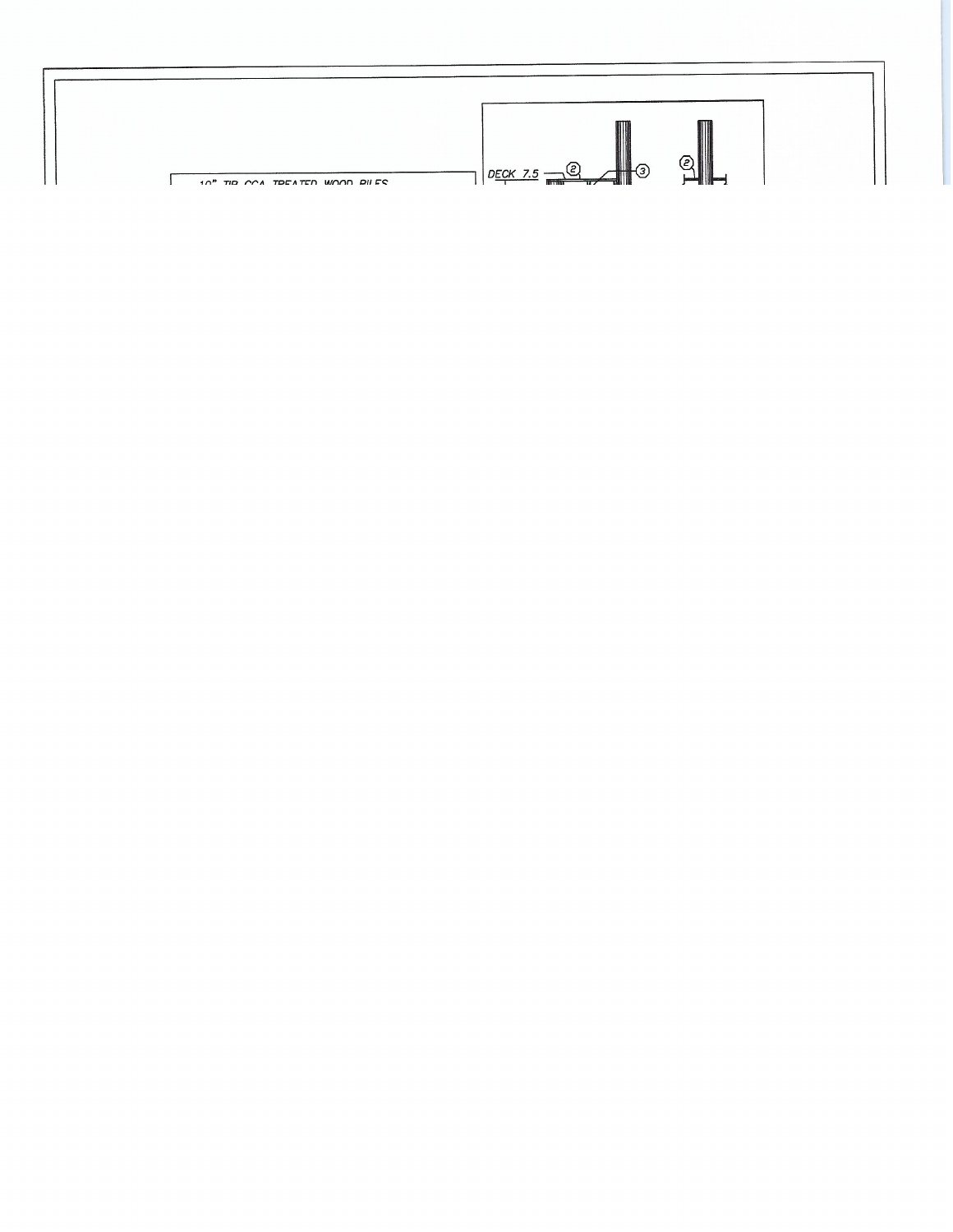10" TIP CCA TREATED WOOD PILES

DECK 7.5

2

3

2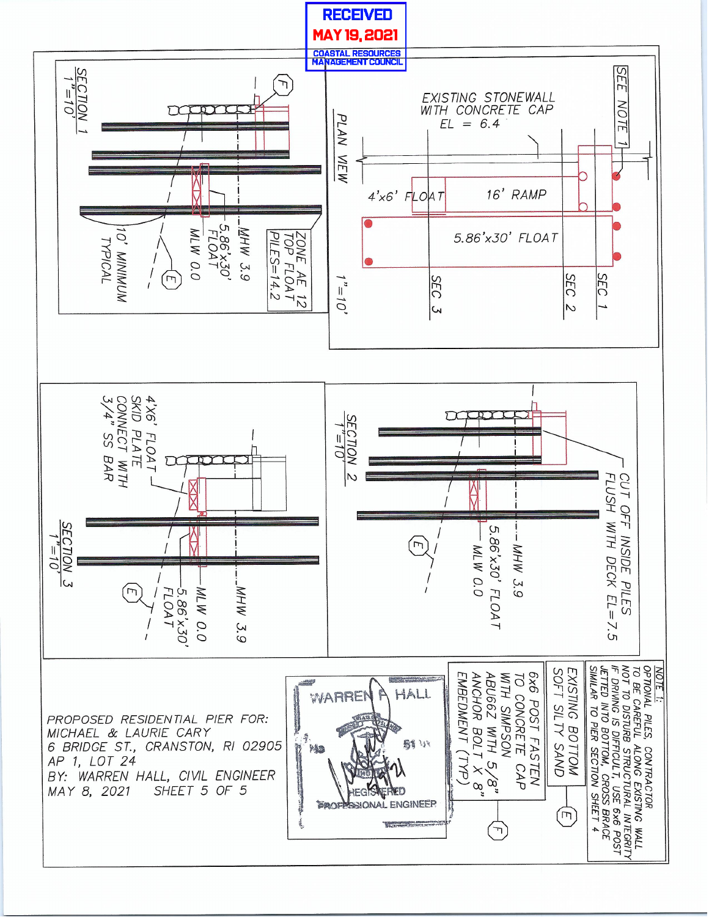RECEIVED
MAY 19, 2021
COASTAL RESOURCES MANAGEMENT COUNCIL

SECTION 1
1"=10'

ZONE AE 12
TOP FLOAT PILES=14.2

MHW 3.9
5.86'x30' FLOAT
MLW 0.0
10' MINIMUM TYPICAL

PLAN VIEW
1"=10'

SEE NOTE 1

EXISTING STONEWALL WITH CONCRETE CAP
EL = 6.4

4'x6' FLOAT
16' RAMP
5.86'x30' FLOAT
SEC 3
SEC 2
SEC 1

SECTION 2
1"=10'

CUT OFF INSIDE PILES FLUSH WITH DECK EL=7.5
MHW 3.9
5.86'x30' FLOAT
MLW 0.0

4'X6' FLOAT
SKID PLATE
CONNECT WITH
3/4" SS BAR

SECTION 3
1"=10'

MHW 3.9
MLW 0.0
5.86'x30' FLOAT

NOTE 1:
OPTIONAL PILES, CONTRACTOR TO BE CAREFUL ALONG EXISTING WALL NOT TO DISTURB STRUCTURAL INTEGRITY IF DRIVING IS DIFFICULT, USE 6x6 POST JETTED INTO BOTTOM, CROSS BRACE SIMILAR TO PIER SECTION SHEET 4

(E) EXISTING BOTTOM SOFT SILTY SAND

(F) 6x6 POST FASTEN TO CONCRETE CAP WITH SIMPSON ABU66Z WITH 5/8" ANCHOR BOLT X 8" EMBEDMENT (TYP)

WARREN F. HALL
REGISTERED PROFESSIONAL ENGINEER

PROPOSED RESIDENTIAL PIER FOR:
MICHAEL & LAURIE CARY
6 BRIDGE ST., CRANSTON, RI 02905
AP 1, LOT 24
BY: WARREN HALL, CIVIL ENGINEER
MAY 8, 2021 SHEET 5 OF 5